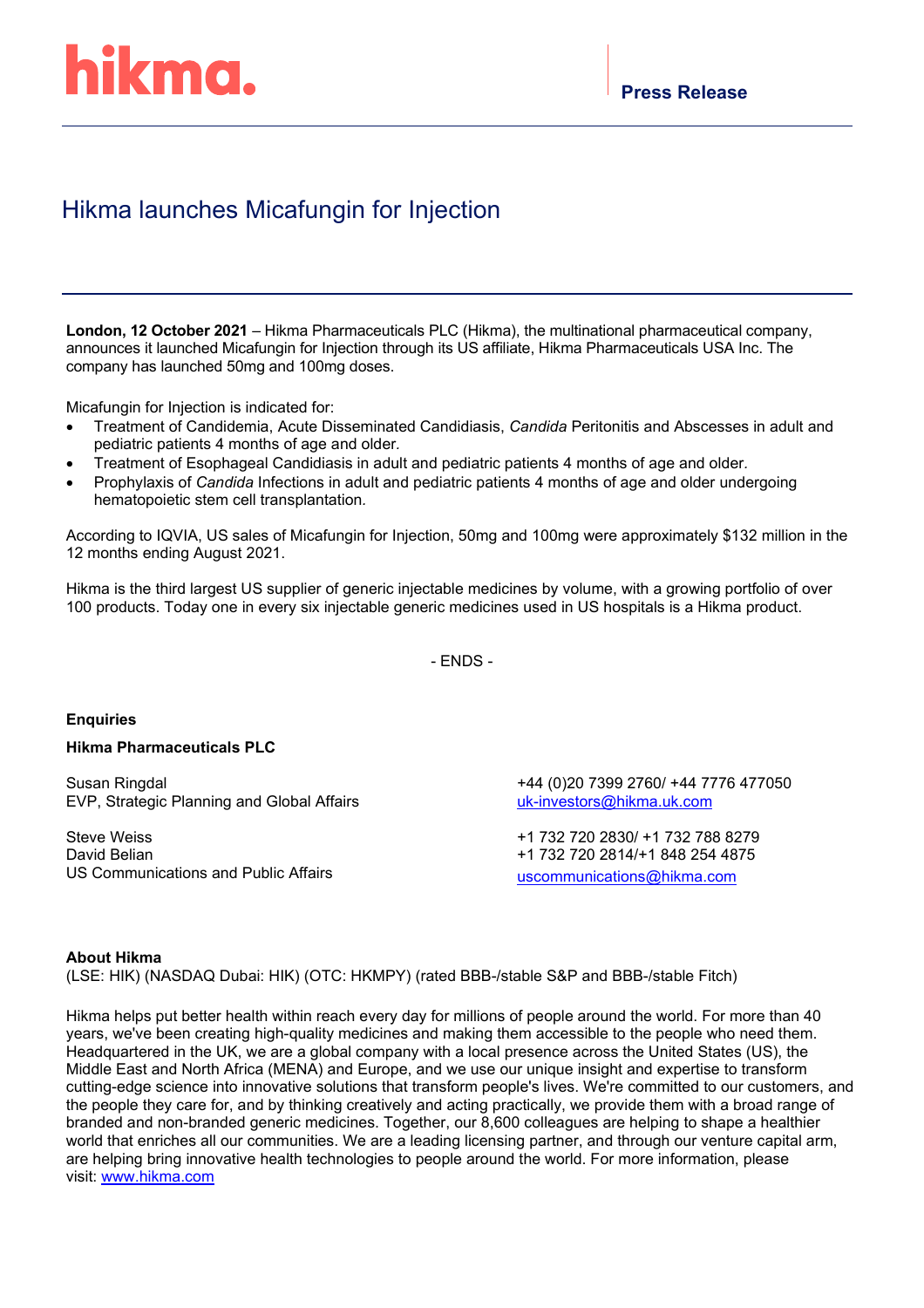hikma.

**Press Release**

# Hikma launches Micafungin for Injection

**London, 12 October 2021** – Hikma Pharmaceuticals PLC (Hikma), the multinational pharmaceutical company, announces it launched Micafungin for Injection through its US affiliate, Hikma Pharmaceuticals USA Inc. The company has launched 50mg and 100mg doses.

Micafungin for Injection is indicated for:

- Treatment of Candidemia, Acute Disseminated Candidiasis, *Candida* Peritonitis and Abscesses in adult and pediatric patients 4 months of age and older.
- Treatment of Esophageal Candidiasis in adult and pediatric patients 4 months of age and older.
- Prophylaxis of *Candida* Infections in adult and pediatric patients 4 months of age and older undergoing hematopoietic stem cell transplantation.

According to IQVIA, US sales of Micafungin for Injection, 50mg and 100mg were approximately $132 million in the 12 months ending August 2021.

Hikma is the third largest US supplier of generic injectable medicines by volume, with a growing portfolio of over 100 products. Today one in every six injectable generic medicines used in US hospitals is a Hikma product.

- ENDS -

**Enquiries**

**Hikma Pharmaceuticals PLC**

Susan Ringdal
EVP, Strategic Planning and Global Affairs

+44 (0)20 7399 2760/ +44 7776 477050
uk-investors@hikma.uk.com

Steve Weiss
David Belian
US Communications and Public Affairs

+1 732 720 2830/ +1 732 788 8279
+1 732 720 2814/+1 848 254 4875
uscommunications@hikma.com

**About Hikma**
(LSE: HIK) (NASDAQ Dubai: HIK) (OTC: HKMPY) (rated BBB-/stable S&P and BBB-/stable Fitch)

Hikma helps put better health within reach every day for millions of people around the world. For more than 40 years, we've been creating high-quality medicines and making them accessible to the people who need them. Headquartered in the UK, we are a global company with a local presence across the United States (US), the Middle East and North Africa (MENA) and Europe, and we use our unique insight and expertise to transform cutting-edge science into innovative solutions that transform people's lives. We're committed to our customers, and the people they care for, and by thinking creatively and acting practically, we provide them with a broad range of branded and non-branded generic medicines. Together, our 8,600 colleagues are helping to shape a healthier world that enriches all our communities. We are a leading licensing partner, and through our venture capital arm, are helping bring innovative health technologies to people around the world. For more information, please visit: www.hikma.com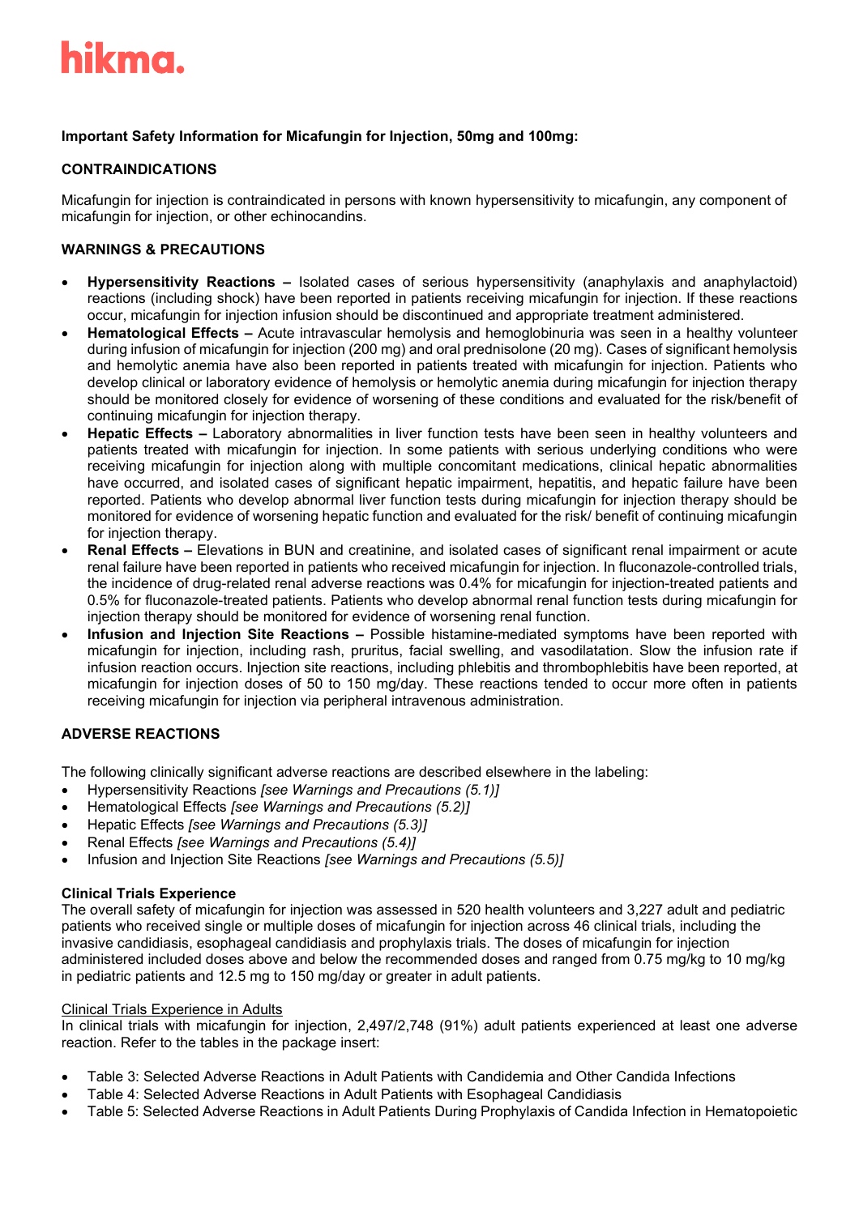**Important Safety Information for Micafungin for Injection, 50mg and 100mg:**

**CONTRAINDICATIONS**

Micafungin for injection is contraindicated in persons with known hypersensitivity to micafungin, any component of micafungin for injection, or other echinocandins.

**WARNINGS & PRECAUTIONS**

- **Hypersensitivity Reactions –** Isolated cases of serious hypersensitivity (anaphylaxis and anaphylactoid) reactions (including shock) have been reported in patients receiving micafungin for injection. If these reactions occur, micafungin for injection infusion should be discontinued and appropriate treatment administered.
- **Hematological Effects –** Acute intravascular hemolysis and hemoglobinuria was seen in a healthy volunteer during infusion of micafungin for injection (200 mg) and oral prednisolone (20 mg). Cases of significant hemolysis and hemolytic anemia have also been reported in patients treated with micafungin for injection. Patients who develop clinical or laboratory evidence of hemolysis or hemolytic anemia during micafungin for injection therapy should be monitored closely for evidence of worsening of these conditions and evaluated for the risk/benefit of continuing micafungin for injection therapy.
- **Hepatic Effects –** Laboratory abnormalities in liver function tests have been seen in healthy volunteers and patients treated with micafungin for injection. In some patients with serious underlying conditions who were receiving micafungin for injection along with multiple concomitant medications, clinical hepatic abnormalities have occurred, and isolated cases of significant hepatic impairment, hepatitis, and hepatic failure have been reported. Patients who develop abnormal liver function tests during micafungin for injection therapy should be monitored for evidence of worsening hepatic function and evaluated for the risk/ benefit of continuing micafungin for injection therapy.
- **Renal Effects –** Elevations in BUN and creatinine, and isolated cases of significant renal impairment or acute renal failure have been reported in patients who received micafungin for injection. In fluconazole-controlled trials, the incidence of drug-related renal adverse reactions was 0.4% for micafungin for injection-treated patients and 0.5% for fluconazole-treated patients. Patients who develop abnormal renal function tests during micafungin for injection therapy should be monitored for evidence of worsening renal function.
- **Infusion and Injection Site Reactions –** Possible histamine-mediated symptoms have been reported with micafungin for injection, including rash, pruritus, facial swelling, and vasodilatation. Slow the infusion rate if infusion reaction occurs. Injection site reactions, including phlebitis and thrombophlebitis have been reported, at micafungin for injection doses of 50 to 150 mg/day. These reactions tended to occur more often in patients receiving micafungin for injection via peripheral intravenous administration.

**ADVERSE REACTIONS**

The following clinically significant adverse reactions are described elsewhere in the labeling:

- Hypersensitivity Reactions *[see Warnings and Precautions (5.1)]*
- Hematological Effects *[see Warnings and Precautions (5.2)]*
- Hepatic Effects *[see Warnings and Precautions (5.3)]*
- Renal Effects *[see Warnings and Precautions (5.4)]*
- Infusion and Injection Site Reactions *[see Warnings and Precautions (5.5)]*

**Clinical Trials Experience**

The overall safety of micafungin for injection was assessed in 520 health volunteers and 3,227 adult and pediatric patients who received single or multiple doses of micafungin for injection across 46 clinical trials, including the invasive candidiasis, esophageal candidiasis and prophylaxis trials. The doses of micafungin for injection administered included doses above and below the recommended doses and ranged from 0.75 mg/kg to 10 mg/kg in pediatric patients and 12.5 mg to 150 mg/day or greater in adult patients.

<u>Clinical Trials Experience in Adults</u>

In clinical trials with micafungin for injection, 2,497/2,748 (91%) adult patients experienced at least one adverse reaction. Refer to the tables in the package insert:

- Table 3: Selected Adverse Reactions in Adult Patients with Candidemia and Other Candida Infections
- Table 4: Selected Adverse Reactions in Adult Patients with Esophageal Candidiasis
- Table 5: Selected Adverse Reactions in Adult Patients During Prophylaxis of Candida Infection in Hematopoietic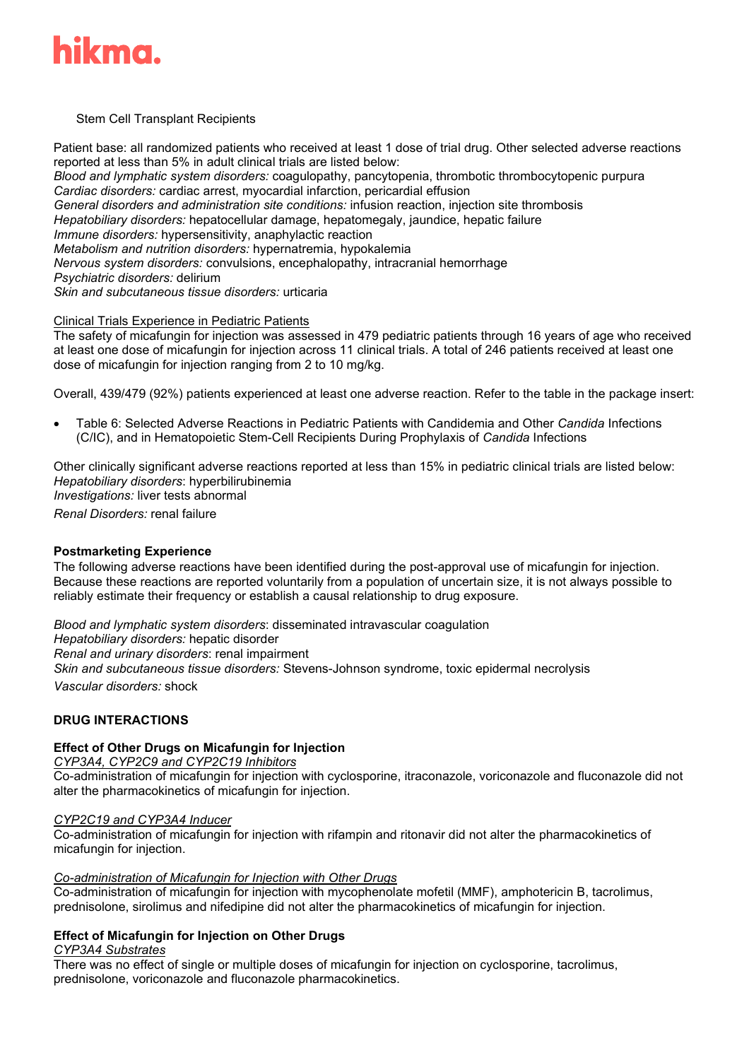Stem Cell Transplant Recipients

Patient base: all randomized patients who received at least 1 dose of trial drug. Other selected adverse reactions reported at less than 5% in adult clinical trials are listed below:
*Blood and lymphatic system disorders:* coagulopathy, pancytopenia, thrombotic thrombocytopenic purpura
*Cardiac disorders:* cardiac arrest, myocardial infarction, pericardial effusion
*General disorders and administration site conditions:* infusion reaction, injection site thrombosis
*Hepatobiliary disorders:* hepatocellular damage, hepatomegaly, jaundice, hepatic failure
*Immune disorders:* hypersensitivity, anaphylactic reaction
*Metabolism and nutrition disorders:* hypernatremia, hypokalemia
*Nervous system disorders:* convulsions, encephalopathy, intracranial hemorrhage
*Psychiatric disorders:* delirium
*Skin and subcutaneous tissue disorders:* urticaria

Clinical Trials Experience in Pediatric Patients

The safety of micafungin for injection was assessed in 479 pediatric patients through 16 years of age who received at least one dose of micafungin for injection across 11 clinical trials. A total of 246 patients received at least one dose of micafungin for injection ranging from 2 to 10 mg/kg.

Overall, 439/479 (92%) patients experienced at least one adverse reaction. Refer to the table in the package insert:

- Table 6: Selected Adverse Reactions in Pediatric Patients with Candidemia and Other *Candida* Infections (C/IC), and in Hematopoietic Stem-Cell Recipients During Prophylaxis of *Candida* Infections

Other clinically significant adverse reactions reported at less than 15% in pediatric clinical trials are listed below:
*Hepatobiliary disorders*: hyperbilirubinemia
*Investigations:* liver tests abnormal
*Renal Disorders:* renal failure

**Postmarketing Experience**

The following adverse reactions have been identified during the post-approval use of micafungin for injection. Because these reactions are reported voluntarily from a population of uncertain size, it is not always possible to reliably estimate their frequency or establish a causal relationship to drug exposure.

*Blood and lymphatic system disorders*: disseminated intravascular coagulation
*Hepatobiliary disorders:* hepatic disorder
*Renal and urinary disorders*: renal impairment
*Skin and subcutaneous tissue disorders:* Stevens-Johnson syndrome, toxic epidermal necrolysis
*Vascular disorders:* shock

## DRUG INTERACTIONS

### Effect of Other Drugs on Micafungin for Injection

*CYP3A4, CYP2C9 and CYP2C19 Inhibitors*

Co-administration of micafungin for injection with cyclosporine, itraconazole, voriconazole and fluconazole did not alter the pharmacokinetics of micafungin for injection.

*CYP2C19 and CYP3A4 Inducer*

Co-administration of micafungin for injection with rifampin and ritonavir did not alter the pharmacokinetics of micafungin for injection.

*Co-administration of Micafungin for Injection with Other Drugs*

Co-administration of micafungin for injection with mycophenolate mofetil (MMF), amphotericin B, tacrolimus, prednisolone, sirolimus and nifedipine did not alter the pharmacokinetics of micafungin for injection.

### Effect of Micafungin for Injection on Other Drugs

*CYP3A4 Substrates*

There was no effect of single or multiple doses of micafungin for injection on cyclosporine, tacrolimus, prednisolone, voriconazole and fluconazole pharmacokinetics.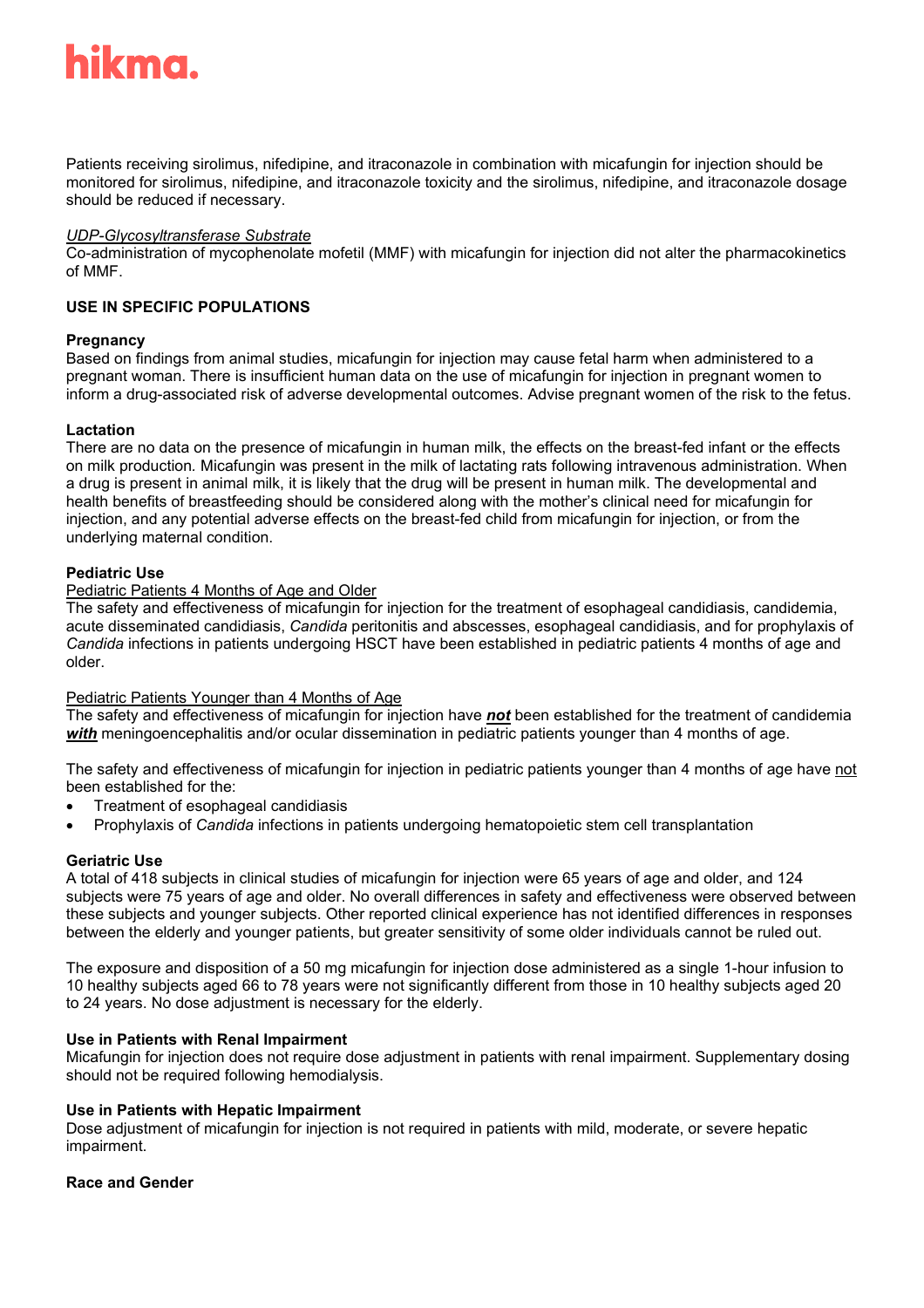Patients receiving sirolimus, nifedipine, and itraconazole in combination with micafungin for injection should be monitored for sirolimus, nifedipine, and itraconazole toxicity and the sirolimus, nifedipine, and itraconazole dosage should be reduced if necessary.

*UDP-Glycosyltransferase Substrate*

Co-administration of mycophenolate mofetil (MMF) with micafungin for injection did not alter the pharmacokinetics of MMF.

## USE IN SPECIFIC POPULATIONS

### Pregnancy

Based on findings from animal studies, micafungin for injection may cause fetal harm when administered to a pregnant woman. There is insufficient human data on the use of micafungin for injection in pregnant women to inform a drug-associated risk of adverse developmental outcomes. Advise pregnant women of the risk to the fetus.

### Lactation

There are no data on the presence of micafungin in human milk, the effects on the breast-fed infant or the effects on milk production. Micafungin was present in the milk of lactating rats following intravenous administration. When a drug is present in animal milk, it is likely that the drug will be present in human milk. The developmental and health benefits of breastfeeding should be considered along with the mother's clinical need for micafungin for injection, and any potential adverse effects on the breast-fed child from micafungin for injection, or from the underlying maternal condition.

### Pediatric Use

Pediatric Patients 4 Months of Age and Older

The safety and effectiveness of micafungin for injection for the treatment of esophageal candidiasis, candidemia, acute disseminated candidiasis, *Candida* peritonitis and abscesses, esophageal candidiasis, and for prophylaxis of *Candida* infections in patients undergoing HSCT have been established in pediatric patients 4 months of age and older.

Pediatric Patients Younger than 4 Months of Age

The safety and effectiveness of micafungin for injection have ***not*** been established for the treatment of candidemia ***with*** meningoencephalitis and/or ocular dissemination in pediatric patients younger than 4 months of age.

The safety and effectiveness of micafungin for injection in pediatric patients younger than 4 months of age have not been established for the:

- Treatment of esophageal candidiasis
- Prophylaxis of *Candida* infections in patients undergoing hematopoietic stem cell transplantation

### Geriatric Use

A total of 418 subjects in clinical studies of micafungin for injection were 65 years of age and older, and 124 subjects were 75 years of age and older. No overall differences in safety and effectiveness were observed between these subjects and younger subjects. Other reported clinical experience has not identified differences in responses between the elderly and younger patients, but greater sensitivity of some older individuals cannot be ruled out.

The exposure and disposition of a 50 mg micafungin for injection dose administered as a single 1-hour infusion to 10 healthy subjects aged 66 to 78 years were not significantly different from those in 10 healthy subjects aged 20 to 24 years. No dose adjustment is necessary for the elderly.

### Use in Patients with Renal Impairment

Micafungin for injection does not require dose adjustment in patients with renal impairment. Supplementary dosing should not be required following hemodialysis.

### Use in Patients with Hepatic Impairment

Dose adjustment of micafungin for injection is not required in patients with mild, moderate, or severe hepatic impairment.

### Race and Gender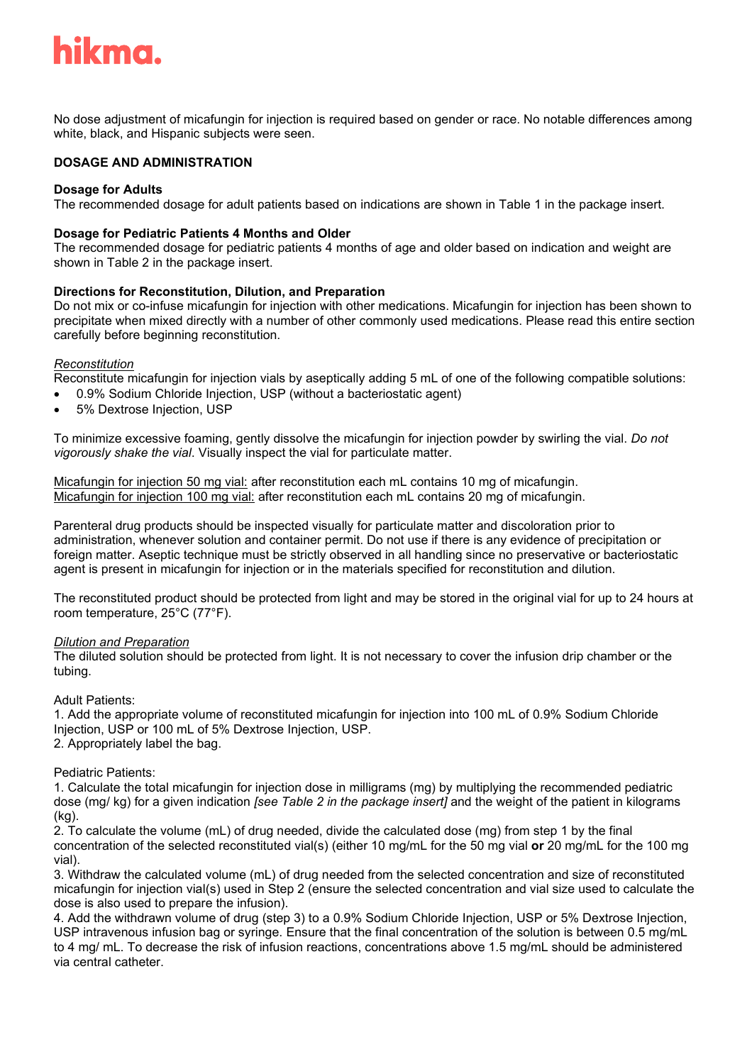No dose adjustment of micafungin for injection is required based on gender or race. No notable differences among white, black, and Hispanic subjects were seen.

## DOSAGE AND ADMINISTRATION

### Dosage for Adults

The recommended dosage for adult patients based on indications are shown in Table 1 in the package insert.

### Dosage for Pediatric Patients 4 Months and Older

The recommended dosage for pediatric patients 4 months of age and older based on indication and weight are shown in Table 2 in the package insert.

### Directions for Reconstitution, Dilution, and Preparation

Do not mix or co-infuse micafungin for injection with other medications. Micafungin for injection has been shown to precipitate when mixed directly with a number of other commonly used medications. Please read this entire section carefully before beginning reconstitution.

*Reconstitution*

Reconstitute micafungin for injection vials by aseptically adding 5 mL of one of the following compatible solutions:

- 0.9% Sodium Chloride Injection, USP (without a bacteriostatic agent)
- 5% Dextrose Injection, USP

To minimize excessive foaming, gently dissolve the micafungin for injection powder by swirling the vial. *Do not vigorously shake the vial*. Visually inspect the vial for particulate matter.

Micafungin for injection 50 mg vial: after reconstitution each mL contains 10 mg of micafungin.
Micafungin for injection 100 mg vial: after reconstitution each mL contains 20 mg of micafungin.

Parenteral drug products should be inspected visually for particulate matter and discoloration prior to administration, whenever solution and container permit. Do not use if there is any evidence of precipitation or foreign matter. Aseptic technique must be strictly observed in all handling since no preservative or bacteriostatic agent is present in micafungin for injection or in the materials specified for reconstitution and dilution.

The reconstituted product should be protected from light and may be stored in the original vial for up to 24 hours at room temperature, 25°C (77°F).

*Dilution and Preparation*

The diluted solution should be protected from light. It is not necessary to cover the infusion drip chamber or the tubing.

Adult Patients:

1. Add the appropriate volume of reconstituted micafungin for injection into 100 mL of 0.9% Sodium Chloride Injection, USP or 100 mL of 5% Dextrose Injection, USP.
2. Appropriately label the bag.

Pediatric Patients:

1. Calculate the total micafungin for injection dose in milligrams (mg) by multiplying the recommended pediatric dose (mg/ kg) for a given indication *[see Table 2 in the package insert]* and the weight of the patient in kilograms (kg).
2. To calculate the volume (mL) of drug needed, divide the calculated dose (mg) from step 1 by the final concentration of the selected reconstituted vial(s) (either 10 mg/mL for the 50 mg vial **or** 20 mg/mL for the 100 mg vial).
3. Withdraw the calculated volume (mL) of drug needed from the selected concentration and size of reconstituted micafungin for injection vial(s) used in Step 2 (ensure the selected concentration and vial size used to calculate the dose is also used to prepare the infusion).
4. Add the withdrawn volume of drug (step 3) to a 0.9% Sodium Chloride Injection, USP or 5% Dextrose Injection, USP intravenous infusion bag or syringe. Ensure that the final concentration of the solution is between 0.5 mg/mL to 4 mg/ mL. To decrease the risk of infusion reactions, concentrations above 1.5 mg/mL should be administered via central catheter.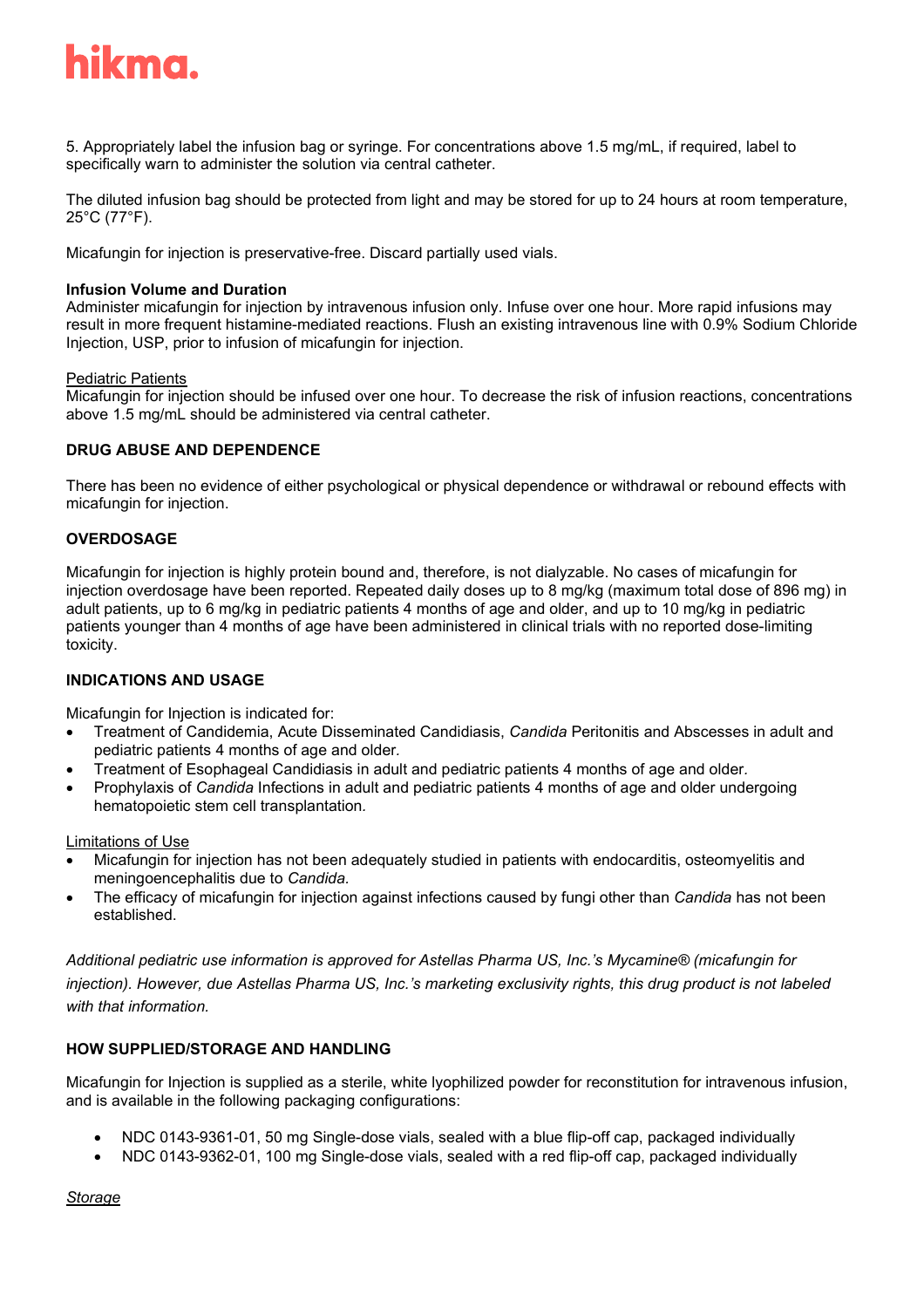5. Appropriately label the infusion bag or syringe. For concentrations above 1.5 mg/mL, if required, label to specifically warn to administer the solution via central catheter.

The diluted infusion bag should be protected from light and may be stored for up to 24 hours at room temperature, 25°C (77°F).

Micafungin for injection is preservative-free. Discard partially used vials.

**Infusion Volume and Duration**

Administer micafungin for injection by intravenous infusion only. Infuse over one hour. More rapid infusions may result in more frequent histamine-mediated reactions. Flush an existing intravenous line with 0.9% Sodium Chloride Injection, USP, prior to infusion of micafungin for injection.

Pediatric Patients

Micafungin for injection should be infused over one hour. To decrease the risk of infusion reactions, concentrations above 1.5 mg/mL should be administered via central catheter.

## DRUG ABUSE AND DEPENDENCE

There has been no evidence of either psychological or physical dependence or withdrawal or rebound effects with micafungin for injection.

## OVERDOSAGE

Micafungin for injection is highly protein bound and, therefore, is not dialyzable. No cases of micafungin for injection overdosage have been reported. Repeated daily doses up to 8 mg/kg (maximum total dose of 896 mg) in adult patients, up to 6 mg/kg in pediatric patients 4 months of age and older, and up to 10 mg/kg in pediatric patients younger than 4 months of age have been administered in clinical trials with no reported dose-limiting toxicity.

## INDICATIONS AND USAGE

Micafungin for Injection is indicated for:

- Treatment of Candidemia, Acute Disseminated Candidiasis, *Candida* Peritonitis and Abscesses in adult and pediatric patients 4 months of age and older.
- Treatment of Esophageal Candidiasis in adult and pediatric patients 4 months of age and older.
- Prophylaxis of *Candida* Infections in adult and pediatric patients 4 months of age and older undergoing hematopoietic stem cell transplantation.

Limitations of Use

- Micafungin for injection has not been adequately studied in patients with endocarditis, osteomyelitis and meningoencephalitis due to *Candida*.
- The efficacy of micafungin for injection against infections caused by fungi other than *Candida* has not been established.

*Additional pediatric use information is approved for Astellas Pharma US, Inc.'s Mycamine® (micafungin for injection). However, due Astellas Pharma US, Inc.'s marketing exclusivity rights, this drug product is not labeled with that information.*

## HOW SUPPLIED/STORAGE AND HANDLING

Micafungin for Injection is supplied as a sterile, white lyophilized powder for reconstitution for intravenous infusion, and is available in the following packaging configurations:

- NDC 0143-9361-01, 50 mg Single-dose vials, sealed with a blue flip-off cap, packaged individually
- NDC 0143-9362-01, 100 mg Single-dose vials, sealed with a red flip-off cap, packaged individually

*Storage*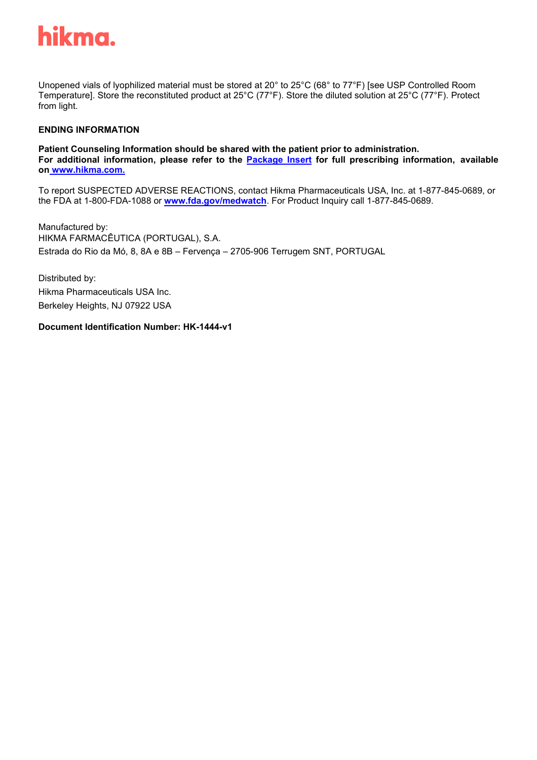Unopened vials of lyophilized material must be stored at 20° to 25°C (68° to 77°F) [see USP Controlled Room Temperature]. Store the reconstituted product at 25°C (77°F). Store the diluted solution at 25°C (77°F). Protect from light.

**ENDING INFORMATION**

**Patient Counseling Information should be shared with the patient prior to administration.**
**For additional information, please refer to the Package Insert for full prescribing information, available on www.hikma.com.**

To report SUSPECTED ADVERSE REACTIONS, contact Hikma Pharmaceuticals USA, Inc. at 1-877-845-0689, or the FDA at 1-800-FDA-1088 or **www.fda.gov/medwatch**. For Product Inquiry call 1-877-845-0689.

Manufactured by:
HIKMA FARMACÊUTICA (PORTUGAL), S.A.
Estrada do Rio da Mó, 8, 8A e 8B – Fervença – 2705-906 Terrugem SNT, PORTUGAL

Distributed by:
Hikma Pharmaceuticals USA Inc.
Berkeley Heights, NJ 07922 USA

**Document Identification Number: HK-1444-v1**